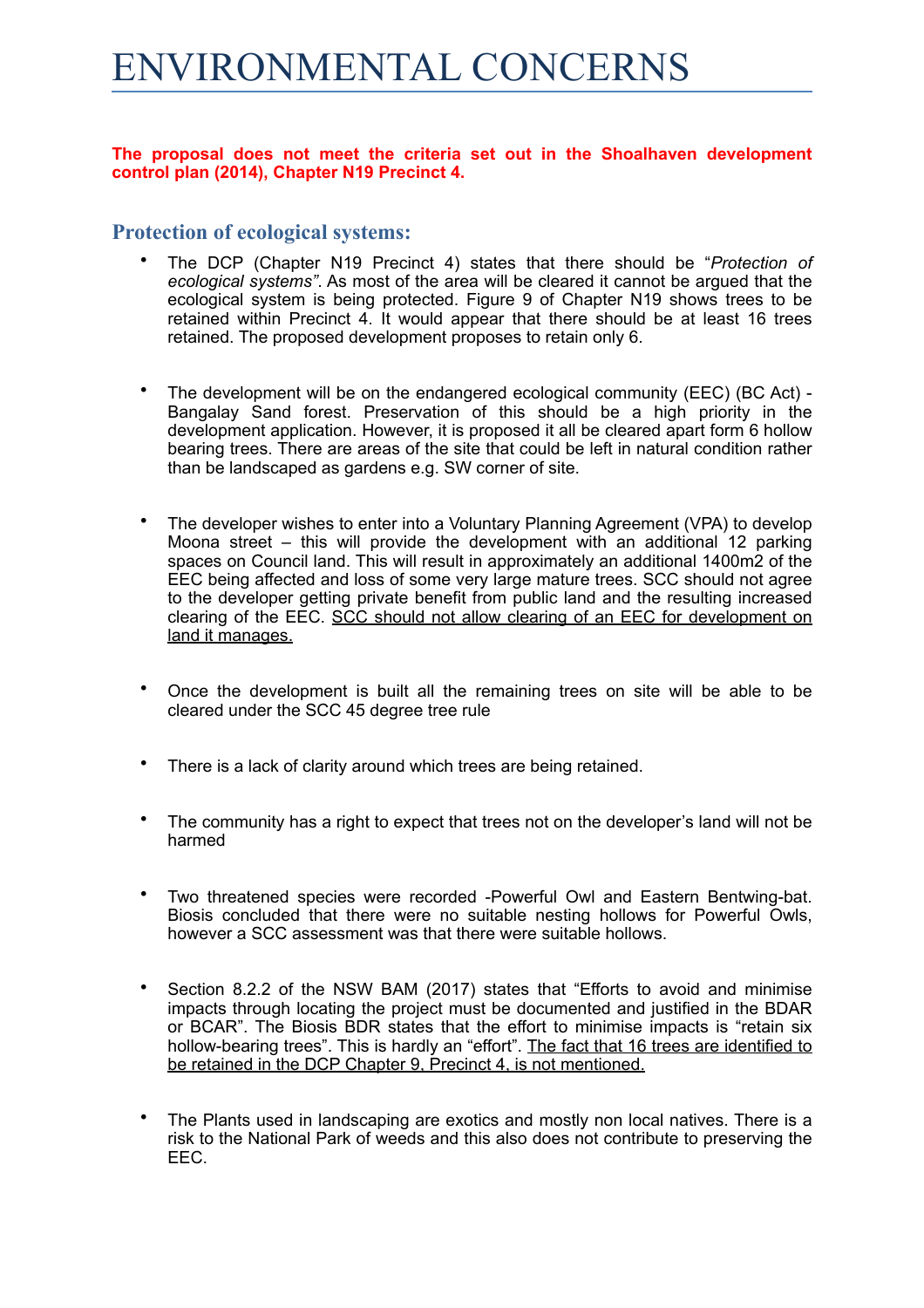# ENVIRONMENTAL CONCERNS

**The proposal does not meet the criteria set out in the Shoalhaven development control plan (2014), Chapter N19 Precinct 4.**

## Protection of ecological systems:

- The DCP (Chapter N19 Precinct 4) states that there should be "*Protection of ecological systems"*. As most of the area will be cleared it cannot be argued that the ecological system is being protected. Figure 9 of Chapter N19 shows trees to be retained within Precinct 4. It would appear that there should be at least 16 trees retained. The proposed development proposes to retain only 6.

- The development will be on the endangered ecological community (EEC) (BC Act) - Bangalay Sand forest. Preservation of this should be a high priority in the development application. However, it is proposed it all be cleared apart form 6 hollow bearing trees. There are areas of the site that could be left in natural condition rather than be landscaped as gardens e.g. SW corner of site.

- The developer wishes to enter into a Voluntary Planning Agreement (VPA) to develop Moona street – this will provide the development with an additional 12 parking spaces on Council land. This will result in approximately an additional 1400m2 of the EEC being affected and loss of some very large mature trees. SCC should not agree to the developer getting private benefit from public land and the resulting increased clearing of the EEC. <u>SCC should not allow clearing of an EEC for development on land it manages.</u>

- Once the development is built all the remaining trees on site will be able to be cleared under the SCC 45 degree tree rule

- There is a lack of clarity around which trees are being retained.

- The community has a right to expect that trees not on the developer's land will not be harmed

- Two threatened species were recorded -Powerful Owl and Eastern Bentwing-bat. Biosis concluded that there were no suitable nesting hollows for Powerful Owls, however a SCC assessment was that there were suitable hollows.

- Section 8.2.2 of the NSW BAM (2017) states that "Efforts to avoid and minimise impacts through locating the project must be documented and justified in the BDAR or BCAR". The Biosis BDR states that the effort to minimise impacts is "retain six hollow-bearing trees". This is hardly an "effort". <u>The fact that 16 trees are identified to be retained in the DCP Chapter 9, Precinct 4, is not mentioned.</u>

- The Plants used in landscaping are exotics and mostly non local natives. There is a risk to the National Park of weeds and this also does not contribute to preserving the EEC.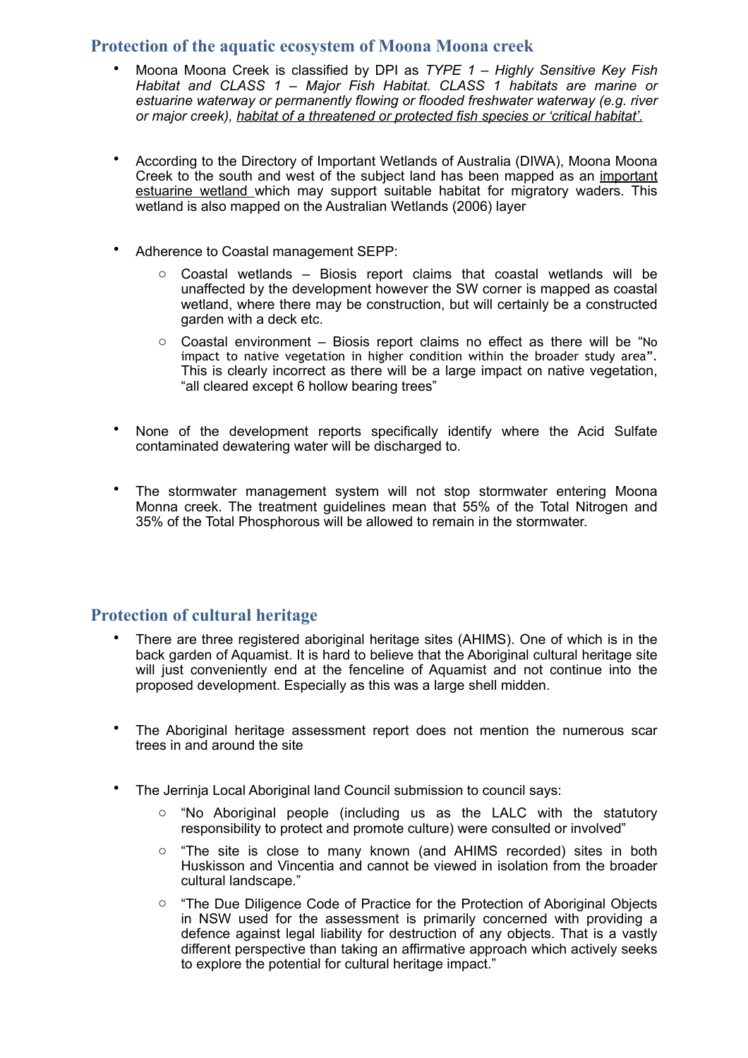## Protection of the aquatic ecosystem of Moona Moona creek

- Moona Moona Creek is classified by DPI as *TYPE 1 – Highly Sensitive Key Fish Habitat and CLASS 1 – Major Fish Habitat. CLASS 1 habitats are marine or estuarine waterway or permanently flowing or flooded freshwater waterway (e.g. river or major creek), <u>habitat of a threatened or protected fish species or 'critical habitat'.</u>*

- According to the Directory of Important Wetlands of Australia (DIWA), Moona Moona Creek to the south and west of the subject land has been mapped as an <u>important estuarine wetland</u> which may support suitable habitat for migratory waders. This wetland is also mapped on the Australian Wetlands (2006) layer

- Adherence to Coastal management SEPP:
  - Coastal wetlands – Biosis report claims that coastal wetlands will be unaffected by the development however the SW corner is mapped as coastal wetland, where there may be construction, but will certainly be a constructed garden with a deck etc.
  - Coastal environment – Biosis report claims no effect as there will be "No impact to native vegetation in higher condition within the broader study area". This is clearly incorrect as there will be a large impact on native vegetation, "all cleared except 6 hollow bearing trees"

- None of the development reports specifically identify where the Acid Sulfate contaminated dewatering water will be discharged to.

- The stormwater management system will not stop stormwater entering Moona Monna creek. The treatment guidelines mean that 55% of the Total Nitrogen and 35% of the Total Phosphorous will be allowed to remain in the stormwater.

## Protection of cultural heritage

- There are three registered aboriginal heritage sites (AHIMS). One of which is in the back garden of Aquamist. It is hard to believe that the Aboriginal cultural heritage site will just conveniently end at the fenceline of Aquamist and not continue into the proposed development. Especially as this was a large shell midden.

- The Aboriginal heritage assessment report does not mention the numerous scar trees in and around the site

- The Jerrinja Local Aboriginal land Council submission to council says:
  - "No Aboriginal people (including us as the LALC with the statutory responsibility to protect and promote culture) were consulted or involved"
  - "The site is close to many known (and AHIMS recorded) sites in both Huskisson and Vincentia and cannot be viewed in isolation from the broader cultural landscape."
  - "The Due Diligence Code of Practice for the Protection of Aboriginal Objects in NSW used for the assessment is primarily concerned with providing a defence against legal liability for destruction of any objects. That is a vastly different perspective than taking an affirmative approach which actively seeks to explore the potential for cultural heritage impact."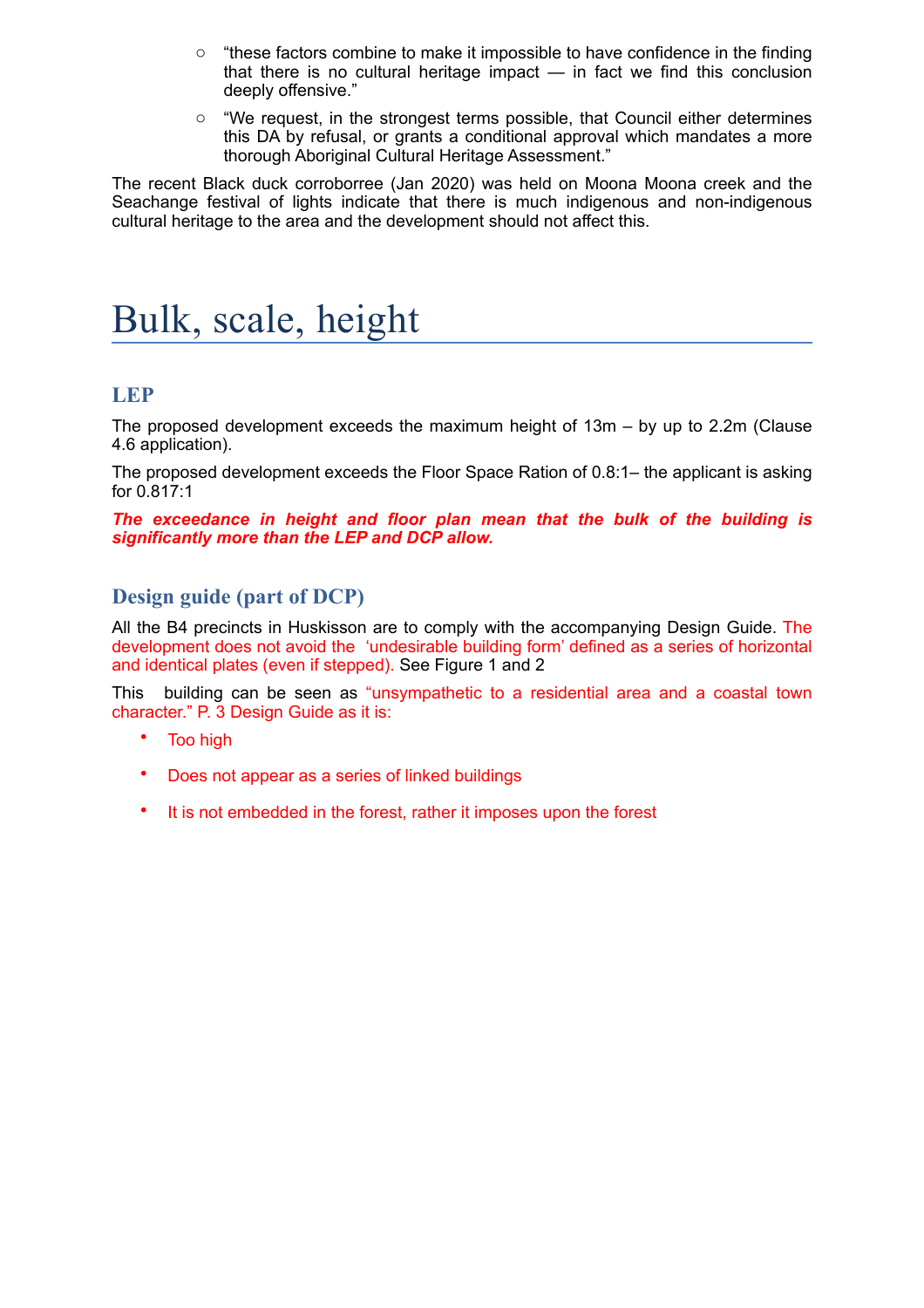- "these factors combine to make it impossible to have confidence in the finding that there is no cultural heritage impact — in fact we find this conclusion deeply offensive."
- "We request, in the strongest terms possible, that Council either determines this DA by refusal, or grants a conditional approval which mandates a more thorough Aboriginal Cultural Heritage Assessment."

The recent Black duck corroboree (Jan 2020) was held on Moona Moona creek and the Seachange festival of lights indicate that there is much indigenous and non-indigenous cultural heritage to the area and the development should not affect this.

# Bulk, scale, height

## LEP

The proposed development exceeds the maximum height of 13m – by up to 2.2m (Clause 4.6 application).

The proposed development exceeds the Floor Space Ration of 0.8:1– the applicant is asking for 0.817:1

***The exceedance in height and floor plan mean that the bulk of the building is significantly more than the LEP and DCP allow.***

## Design guide (part of DCP)

All the B4 precincts in Huskisson are to comply with the accompanying Design Guide. The development does not avoid the 'undesirable building form' defined as a series of horizontal and identical plates (even if stepped). See Figure 1 and 2

This building can be seen as "unsympathetic to a residential area and a coastal town character." P. 3 Design Guide as it is:

- Too high
- Does not appear as a series of linked buildings
- It is not embedded in the forest, rather it imposes upon the forest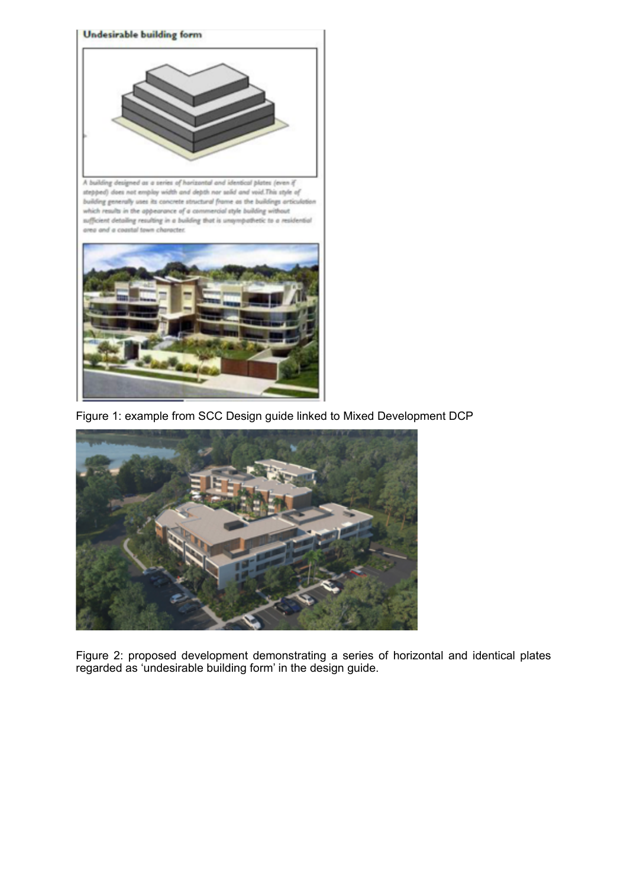Figure 1: example from SCC Design guide linked to Mixed Development DCP

Figure 2: proposed development demonstrating a series of horizontal and identical plates regarded as 'undesirable building form' in the design guide.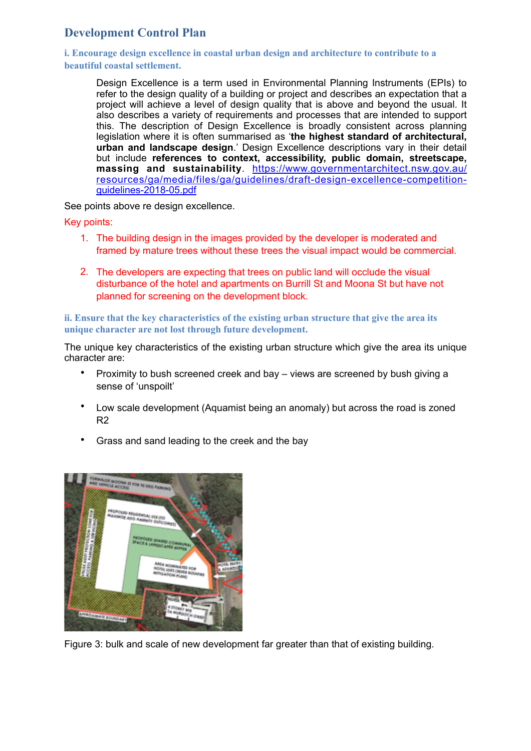## Development Control Plan

### i. Encourage design excellence in coastal urban design and architecture to contribute to a beautiful coastal settlement.

> Design Excellence is a term used in Environmental Planning Instruments (EPIs) to refer to the design quality of a building or project and describes an expectation that a project will achieve a level of design quality that is above and beyond the usual. It also describes a variety of requirements and processes that are intended to support this. The description of Design Excellence is broadly consistent across planning legislation where it is often summarised as '**the highest standard of architectural, urban and landscape design**.' Design Excellence descriptions vary in their detail but include **references to context, accessibility, public domain, streetscape, massing and sustainability**. https://www.governmentarchitect.nsw.gov.au/resources/ga/media/files/ga/guidelines/draft-design-excellence-competition-guidelines-2018-05.pdf

See points above re design excellence.

Key points:

1. The building design in the images provided by the developer is moderated and framed by mature trees without these trees the visual impact would be commercial.
2. The developers are expecting that trees on public land will occlude the visual disturbance of the hotel and apartments on Burrill St and Moona St but have not planned for screening on the development block.

### ii. Ensure that the key characteristics of the existing urban structure that give the area its unique character are not lost through future development.

The unique key characteristics of the existing urban structure which give the area its unique character are:

- Proximity to bush screened creek and bay – views are screened by bush giving a sense of 'unspoilt'
- Low scale development (Aquamist being an anomaly) but across the road is zoned R2
- Grass and sand leading to the creek and the bay

Figure 3: bulk and scale of new development far greater than that of existing building.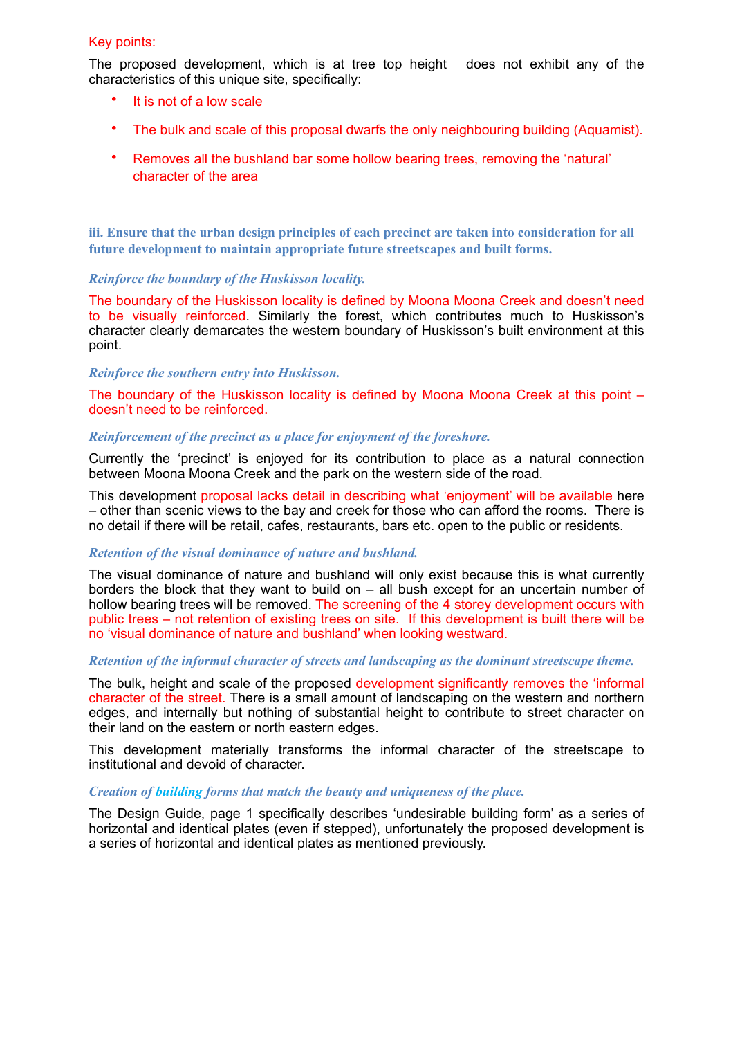Key points:

The proposed development, which is at tree top height does not exhibit any of the characteristics of this unique site, specifically:

- It is not of a low scale
- The bulk and scale of this proposal dwarfs the only neighbouring building (Aquamist).
- Removes all the bushland bar some hollow bearing trees, removing the 'natural' character of the area

**iii. Ensure that the urban design principles of each precinct are taken into consideration for all future development to maintain appropriate future streetscapes and built forms.**

*Reinforce the boundary of the Huskisson locality.*

The boundary of the Huskisson locality is defined by Moona Moona Creek and doesn't need to be visually reinforced. Similarly the forest, which contributes much to Huskisson's character clearly demarcates the western boundary of Huskisson's built environment at this point.

*Reinforce the southern entry into Huskisson.*

The boundary of the Huskisson locality is defined by Moona Moona Creek at this point – doesn't need to be reinforced.

*Reinforcement of the precinct as a place for enjoyment of the foreshore.*

Currently the 'precinct' is enjoyed for its contribution to place as a natural connection between Moona Moona Creek and the park on the western side of the road.

This development proposal lacks detail in describing what 'enjoyment' will be available here – other than scenic views to the bay and creek for those who can afford the rooms. There is no detail if there will be retail, cafes, restaurants, bars etc. open to the public or residents.

*Retention of the visual dominance of nature and bushland.*

The visual dominance of nature and bushland will only exist because this is what currently borders the block that they want to build on – all bush except for an uncertain number of hollow bearing trees will be removed. The screening of the 4 storey development occurs with public trees – not retention of existing trees on site. If this development is built there will be no 'visual dominance of nature and bushland' when looking westward.

*Retention of the informal character of streets and landscaping as the dominant streetscape theme.*

The bulk, height and scale of the proposed development significantly removes the 'informal character of the street. There is a small amount of landscaping on the western and northern edges, and internally but nothing of substantial height to contribute to street character on their land on the eastern or north eastern edges.

This development materially transforms the informal character of the streetscape to institutional and devoid of character.

*Creation of building forms that match the beauty and uniqueness of the place.*

The Design Guide, page 1 specifically describes 'undesirable building form' as a series of horizontal and identical plates (even if stepped), unfortunately the proposed development is a series of horizontal and identical plates as mentioned previously.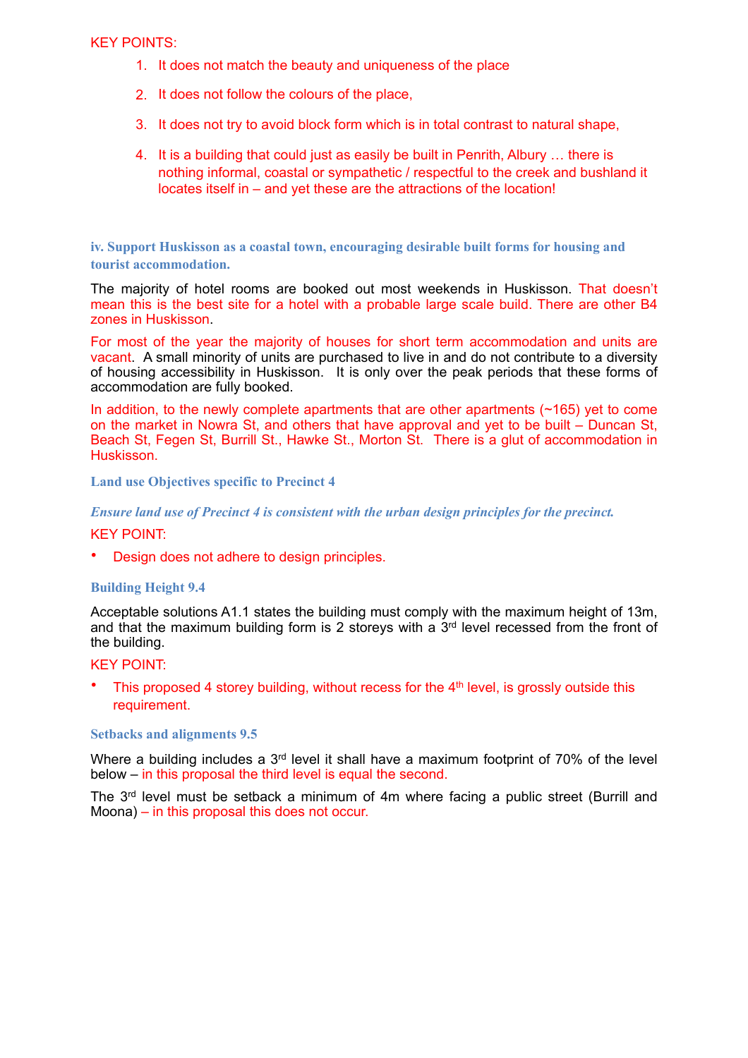KEY POINTS:

1. It does not match the beauty and uniqueness of the place
2. It does not follow the colours of the place,
3. It does not try to avoid block form which is in total contrast to natural shape,
4. It is a building that could just as easily be built in Penrith, Albury … there is nothing informal, coastal or sympathetic / respectful to the creek and bushland it locates itself in – and yet these are the attractions of the location!

### iv. Support Huskisson as a coastal town, encouraging desirable built forms for housing and tourist accommodation.

The majority of hotel rooms are booked out most weekends in Huskisson. That doesn't mean this is the best site for a hotel with a probable large scale build. There are other B4 zones in Huskisson.

For most of the year the majority of houses for short term accommodation and units are vacant. A small minority of units are purchased to live in and do not contribute to a diversity of housing accessibility in Huskisson. It is only over the peak periods that these forms of accommodation are fully booked.

In addition, to the newly complete apartments that are other apartments (~165) yet to come on the market in Nowra St, and others that have approval and yet to be built – Duncan St, Beach St, Fegen St, Burrill St., Hawke St., Morton St. There is a glut of accommodation in Huskisson.

### Land use Objectives specific to Precinct 4

*Ensure land use of Precinct 4 is consistent with the urban design principles for the precinct.*

KEY POINT:

- Design does not adhere to design principles.

### Building Height 9.4

Acceptable solutions A1.1 states the building must comply with the maximum height of 13m, and that the maximum building form is 2 storeys with a 3rd level recessed from the front of the building.

KEY POINT:

- This proposed 4 storey building, without recess for the 4th level, is grossly outside this requirement.

### Setbacks and alignments 9.5

Where a building includes a 3rd level it shall have a maximum footprint of 70% of the level below – in this proposal the third level is equal the second.

The 3rd level must be setback a minimum of 4m where facing a public street (Burrill and Moona) – in this proposal this does not occur.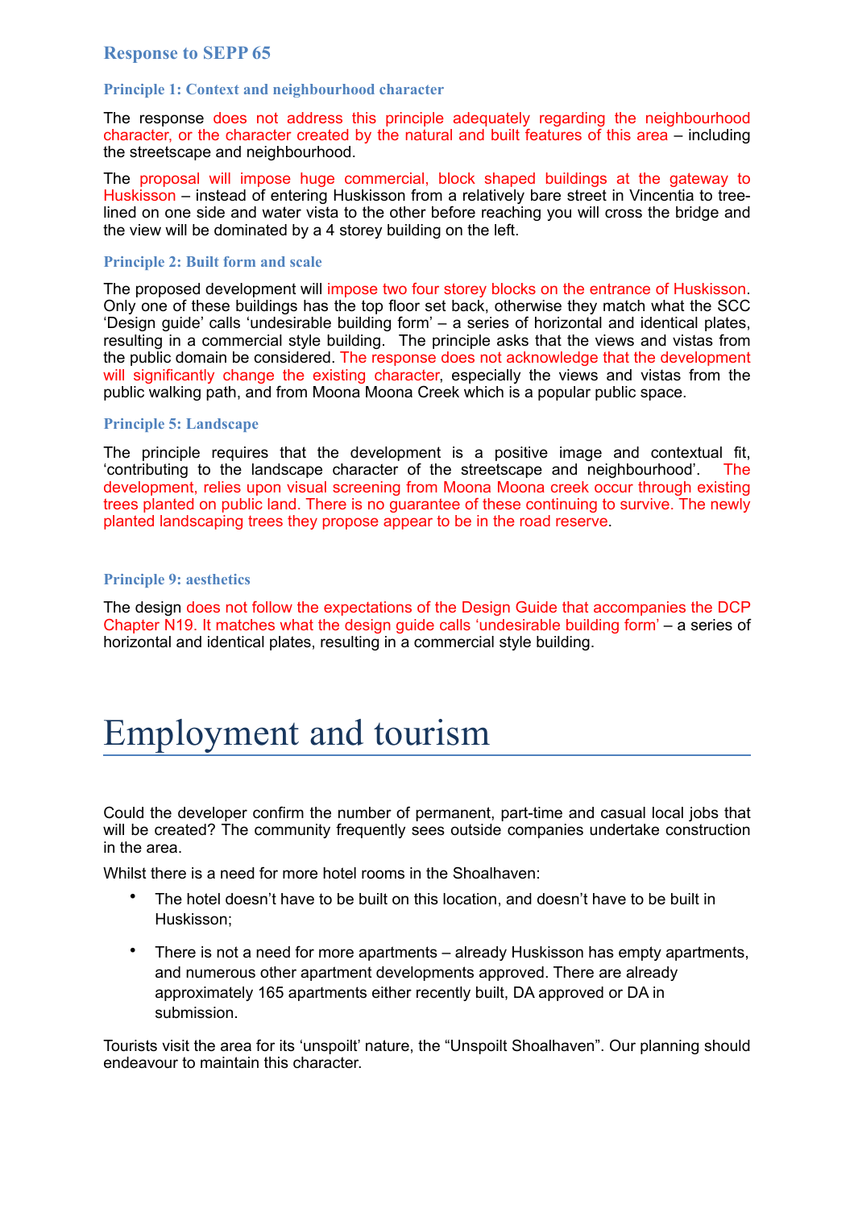## Response to SEPP 65

### Principle 1: Context and neighbourhood character

The response does not address this principle adequately regarding the neighbourhood character, or the character created by the natural and built features of this area – including the streetscape and neighbourhood.

The proposal will impose huge commercial, block shaped buildings at the gateway to Huskisson – instead of entering Huskisson from a relatively bare street in Vincentia to tree-lined on one side and water vista to the other before reaching you will cross the bridge and the view will be dominated by a 4 storey building on the left.

### Principle 2: Built form and scale

The proposed development will impose two four storey blocks on the entrance of Huskisson. Only one of these buildings has the top floor set back, otherwise they match what the SCC 'Design guide' calls 'undesirable building form' – a series of horizontal and identical plates, resulting in a commercial style building. The principle asks that the views and vistas from the public domain be considered. The response does not acknowledge that the development will significantly change the existing character, especially the views and vistas from the public walking path, and from Moona Moona Creek which is a popular public space.

### Principle 5: Landscape

The principle requires that the development is a positive image and contextual fit, 'contributing to the landscape character of the streetscape and neighbourhood'. The development, relies upon visual screening from Moona Moona creek occur through existing trees planted on public land. There is no guarantee of these continuing to survive. The newly planted landscaping trees they propose appear to be in the road reserve.

### Principle 9: aesthetics

The design does not follow the expectations of the Design Guide that accompanies the DCP Chapter N19. It matches what the design guide calls 'undesirable building form' – a series of horizontal and identical plates, resulting in a commercial style building.

# Employment and tourism

Could the developer confirm the number of permanent, part-time and casual local jobs that will be created? The community frequently sees outside companies undertake construction in the area.

Whilst there is a need for more hotel rooms in the Shoalhaven:

- The hotel doesn't have to be built on this location, and doesn't have to be built in Huskisson;
- There is not a need for more apartments – already Huskisson has empty apartments, and numerous other apartment developments approved. There are already approximately 165 apartments either recently built, DA approved or DA in submission.

Tourists visit the area for its 'unspoilt' nature, the "Unspoilt Shoalhaven". Our planning should endeavour to maintain this character.